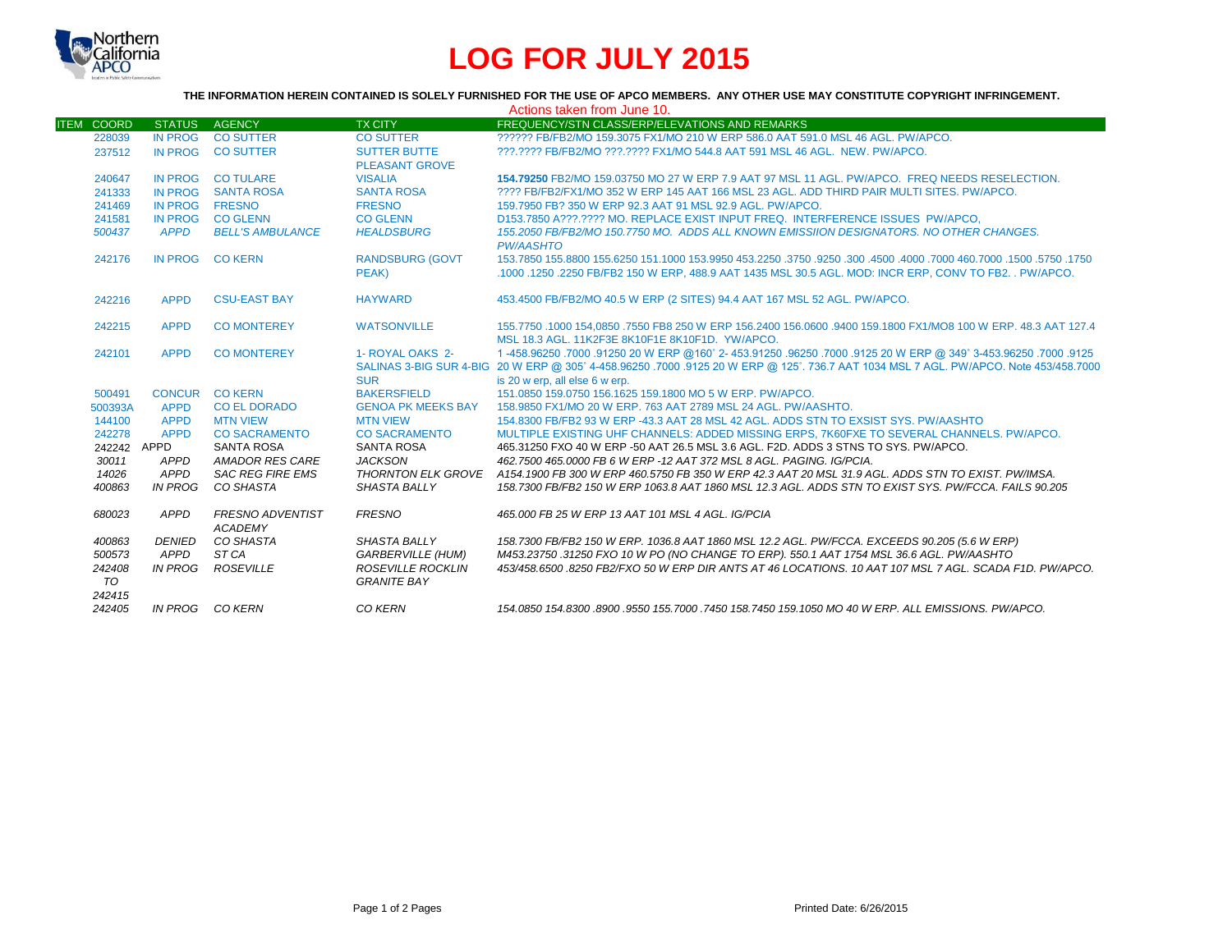# LOG FOR JULY 2015

**THE INFORMATION HEREIN CONTAINED IS SOLELY FURNISHED FOR THE USE OF APCO MEMBERS. ANY OTHER USE MAY CONSTITUTE COPYRIGHT INFRINGEMENT.**

Actions taken from June 10.

| ITEM | COORD | STATUS | AGENCY | TX CITY | FREQUENCY/STN CLASS/ERP/ELEVATIONS AND REMARKS |
|---|---|---|---|---|---|
| | 228039 | IN PROG | CO SUTTER | CO SUTTER | ?????? FB/FB2/MO 159.3075 FX1/MO 210 W ERP 586.0 AAT 591.0 MSL 46 AGL. PW/APCO. |
| | 237512 | IN PROG | CO SUTTER | SUTTER BUTTE PLEASANT GROVE | ???.???? FB/FB2/MO ???.???? FX1/MO 544.8 AAT 591 MSL 46 AGL. NEW. PW/APCO. |
| | 240647 | IN PROG | CO TULARE | VISALIA | **154.79250** FB2/MO 159.03750 MO 27 W ERP 7.9 AAT 97 MSL 11 AGL. PW/APCO. FREQ NEEDS RESELECTION. |
| | 241333 | IN PROG | SANTA ROSA | SANTA ROSA | ???? FB/FB2/FX1/MO 352 W ERP 145 AAT 166 MSL 23 AGL. ADD THIRD PAIR MULTI SITES. PW/APCO. |
| | 241469 | IN PROG | FRESNO | FRESNO | 159.7950 FB? 350 W ERP 92.3 AAT 91 MSL 92.9 AGL. PW/APCO. |
| | 241581 | IN PROG | CO GLENN | CO GLENN | D153.7850 A???.???? MO. REPLACE EXIST INPUT FREQ. INTERFERENCE ISSUES PW/APCO, |
| | *500437* | *APPD* | *BELL'S AMBULANCE* | *HEALDSBURG* | *155.2050 FB/FB2/MO 150.7750 MO. ADDS ALL KNOWN EMISSIION DESIGNATORS. NO OTHER CHANGES. PW/AASHTO* |
| | 242176 | IN PROG | CO KERN | RANDSBURG (GOVT PEAK) | 153.7850 155.8800 155.6250 151.1000 153.9950 453.2250 .3750 .9250 .300 .4500 .4000 .7000 460.7000 .1500 .5750 .1750 .1000 .1250 .2250 FB/FB2 150 W ERP, 488.9 AAT 1435 MSL 30.5 AGL. MOD: INCR ERP, CONV TO FB2. . PW/APCO. |
| | 242216 | APPD | CSU-EAST BAY | HAYWARD | 453.4500 FB/FB2/MO 40.5 W ERP (2 SITES) 94.4 AAT 167 MSL 52 AGL. PW/APCO. |
| | 242215 | APPD | CO MONTEREY | WATSONVILLE | 155.7750 .1000 154,0850 .7550 FB8 250 W ERP 156.2400 156.0600 .9400 159.1800 FX1/MO8 100 W ERP. 48.3 AAT 127.4 MSL 18.3 AGL. 11K2F3E 8K10F1E 8K10F1D. YW/APCO. |
| | 242101 | APPD | CO MONTEREY | 1- ROYAL OAKS 2- SALINAS 3-BIG SUR 4-BIG SUR | 1 -458.96250 .7000 .91250 20 W ERP @160˚ 2- 453.91250 .96250 .7000 .9125 20 W ERP @ 349˚ 3-453.96250 .7000 .9125 20 W ERP @ 305˚ 4-458.96250 .7000 .9125 20 W ERP @ 125˚. 736.7 AAT 1034 MSL 7 AGL. PW/APCO. Note 453/458.7000 is 20 w erp, all else 6 w erp. |
| | 500491 | CONCUR | CO KERN | BAKERSFIELD | 151.0850 159.0750 156.1625 159.1800 MO 5 W ERP. PW/APCO. |
| | 500393A | APPD | CO EL DORADO | GENOA PK MEEKS BAY | 158.9850 FX1/MO 20 W ERP. 763 AAT 2789 MSL 24 AGL. PW/AASHTO. |
| | 144100 | APPD | MTN VIEW | MTN VIEW | 154.8300 FB/FB2 93 W ERP -43.3 AAT 28 MSL 42 AGL. ADDS STN TO EXSIST SYS. PW/AASHTO |
| | 242278 | APPD | CO SACRAMENTO | CO SACRAMENTO | MULTIPLE EXISTING UHF CHANNELS: ADDED MISSING ERPS, 7K60FXE TO SEVERAL CHANNELS. PW/APCO. |
| | 242242 | APPD | SANTA ROSA | SANTA ROSA | 465.31250 FXO 40 W ERP -50 AAT 26.5 MSL 3.6 AGL. F2D. ADDS 3 STNS TO SYS. PW/APCO. |
| | *30011* | *APPD* | *AMADOR RES CARE* | *JACKSON* | *462.7500 465.0000 FB 6 W ERP -12 AAT 372 MSL 8 AGL. PAGING. IG/PCIA.* |
| | *14026* | *APPD* | *SAC REG FIRE EMS* | *THORNTON ELK GROVE* | *A154.1900 FB 300 W ERP 460.5750 FB 350 W ERP 42.3 AAT 20 MSL 31.9 AGL. ADDS STN TO EXIST. PW/IMSA.* |
| | *400863* | *IN PROG* | *CO SHASTA* | *SHASTA BALLY* | *158.7300 FB/FB2 150 W ERP 1063.8 AAT 1860 MSL 12.3 AGL. ADDS STN TO EXIST SYS. PW/FCCA. FAILS 90.205* |
| | *680023* | *APPD* | *FRESNO ADVENTIST ACADEMY* | *FRESNO* | *465.000 FB 25 W ERP 13 AAT 101 MSL 4 AGL. IG/PCIA* |
| | *400863* | *DENIED* | *CO SHASTA* | *SHASTA BALLY* | *158.7300 FB/FB2 150 W ERP. 1036.8 AAT 1860 MSL 12.2 AGL. PW/FCCA. EXCEEDS 90.205 (5.6 W ERP)* |
| | *500573* | *APPD* | *ST CA* | *GARBERVILLE (HUM)* | *M453.23750 .31250 FXO 10 W PO (NO CHANGE TO ERP). 550.1 AAT 1754 MSL 36.6 AGL. PW/AASHTO* |
| | *242408 TO 242415* | *IN PROG* | *ROSEVILLE* | *ROSEVILLE ROCKLIN GRANITE BAY* | *453/458.6500 .8250 FB2/FXO 50 W ERP DIR ANTS AT 46 LOCATIONS. 10 AAT 107 MSL 7 AGL. SCADA F1D. PW/APCO.* |
| | *242405* | *IN PROG* | *CO KERN* | *CO KERN* | *154.0850 154.8300 .8900 .9550 155.7000 .7450 158.7450 159.1050 MO 40 W ERP. ALL EMISSIONS. PW/APCO.* |

Printed Date: 6/26/2015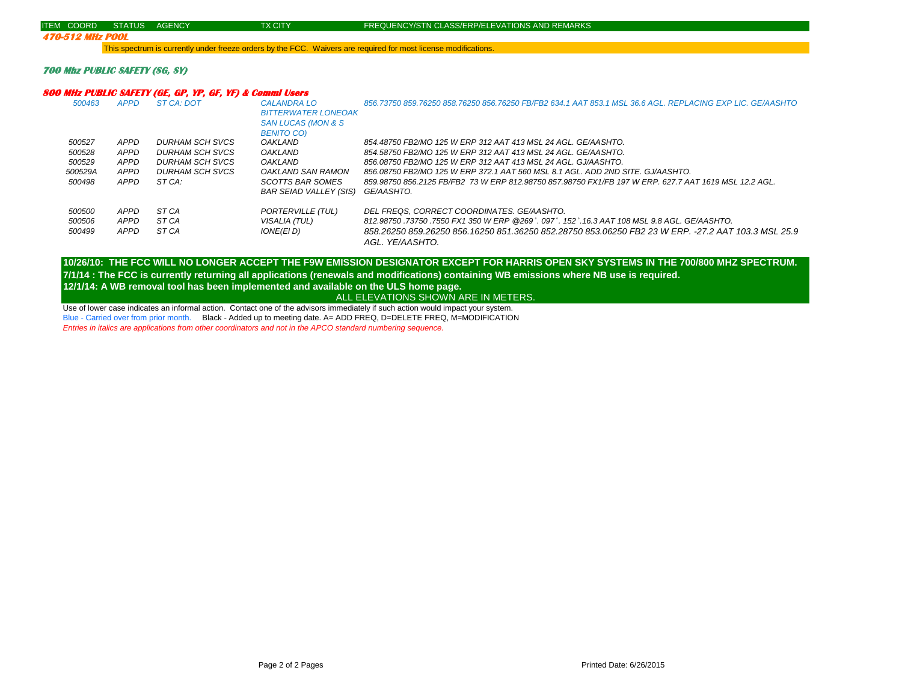| ITEM | COORD | STATUS | AGENCY | TX CITY | FREQUENCY/STN CLASS/ERP/ELEVATIONS AND REMARKS |
|---|---|---|---|---|---|

***470-512 MHz POOL***

This spectrum is currently under freeze orders by the FCC. Waivers are required for most license modifications.

***700 Mhz PUBLIC SAFETY (SG, SY)***

***800 MHz PUBLIC SAFETY (GE, GP, YP, GF, YF) & Comml Users***

| | | | | |
|---|---|---|---|---|
| *500463* | *APPD* | *ST CA: DOT* | *CALANDRA LO BITTERWATER LONEOAK SAN LUCAS (MON & S BENITO CO)* | *856.73750 859.76250 858.76250 856.76250 FB/FB2 634.1 AAT 853.1 MSL 36.6 AGL. REPLACING EXP LIC. GE/AASHTO* |
| *500527* | *APPD* | *DURHAM SCH SVCS* | *OAKLAND* | *854.48750 FB2/MO 125 W ERP 312 AAT 413 MSL 24 AGL. GE/AASHTO.* |
| *500528* | *APPD* | *DURHAM SCH SVCS* | *OAKLAND* | *854.58750 FB2/MO 125 W ERP 312 AAT 413 MSL 24 AGL. GE/AASHTO.* |
| *500529* | *APPD* | *DURHAM SCH SVCS* | *OAKLAND* | *856.08750 FB2/MO 125 W ERP 312 AAT 413 MSL 24 AGL. GJ/AASHTO.* |
| *500529A* | *APPD* | *DURHAM SCH SVCS* | *OAKLAND SAN RAMON* | *856.08750 FB2/MO 125 W ERP 372.1 AAT 560 MSL 8.1 AGL. ADD 2ND SITE. GJ/AASHTO.* |
| *500498* | *APPD* | *ST CA:* | *SCOTTS BAR SOMES BAR SEIAD VALLEY (SIS)* | *859.98750 856.2125 FB/FB2 73 W ERP 812.98750 857.98750 FX1/FB 197 W ERP. 627.7 AAT 1619 MSL 12.2 AGL. GE/AASHTO.* |
| *500500* | *APPD* | *ST CA* | *PORTERVILLE (TUL)* | *DEL FREQS, CORRECT COORDINATES. GE/AASHTO.* |
| *500506* | *APPD* | *ST CA* | *VISALIA (TUL)* | *812.98750 .73750 .7550 FX1 350 W ERP @269˚. 097˚. 152˚.16.3 AAT 108 MSL 9.8 AGL. GE/AASHTO.* |
| *500499* | *APPD* | *ST CA* | *IONE(El D)* | *858.26250 859.26250 856.16250 851.36250 852.28750 853.06250 FB2 23 W ERP. -27.2 AAT 103.3 MSL 25.9 AGL. YE/AASHTO.* |

**10/26/10: THE FCC WILL NO LONGER ACCEPT THE F9W EMISSION DESIGNATOR EXCEPT FOR HARRIS OPEN SKY SYSTEMS IN THE 700/800 MHZ SPECTRUM.**

**7/1/14 : The FCC is currently returning all applications (renewals and modifications) containing WB emissions where NB use is required.**

**12/1/14: A WB removal tool has been implemented and available on the ULS home page.**

ALL ELEVATIONS SHOWN ARE IN METERS.

Use of lower case indicates an informal action. Contact one of the advisors immediately if such action would impact your system.

Blue - Carried over from prior month. Black - Added up to meeting date. A= ADD FREQ, D=DELETE FREQ, M=MODIFICATION

*Entries in italics are applications from other coordinators and not in the APCO standard numbering sequence.*

Printed Date: 6/26/2015